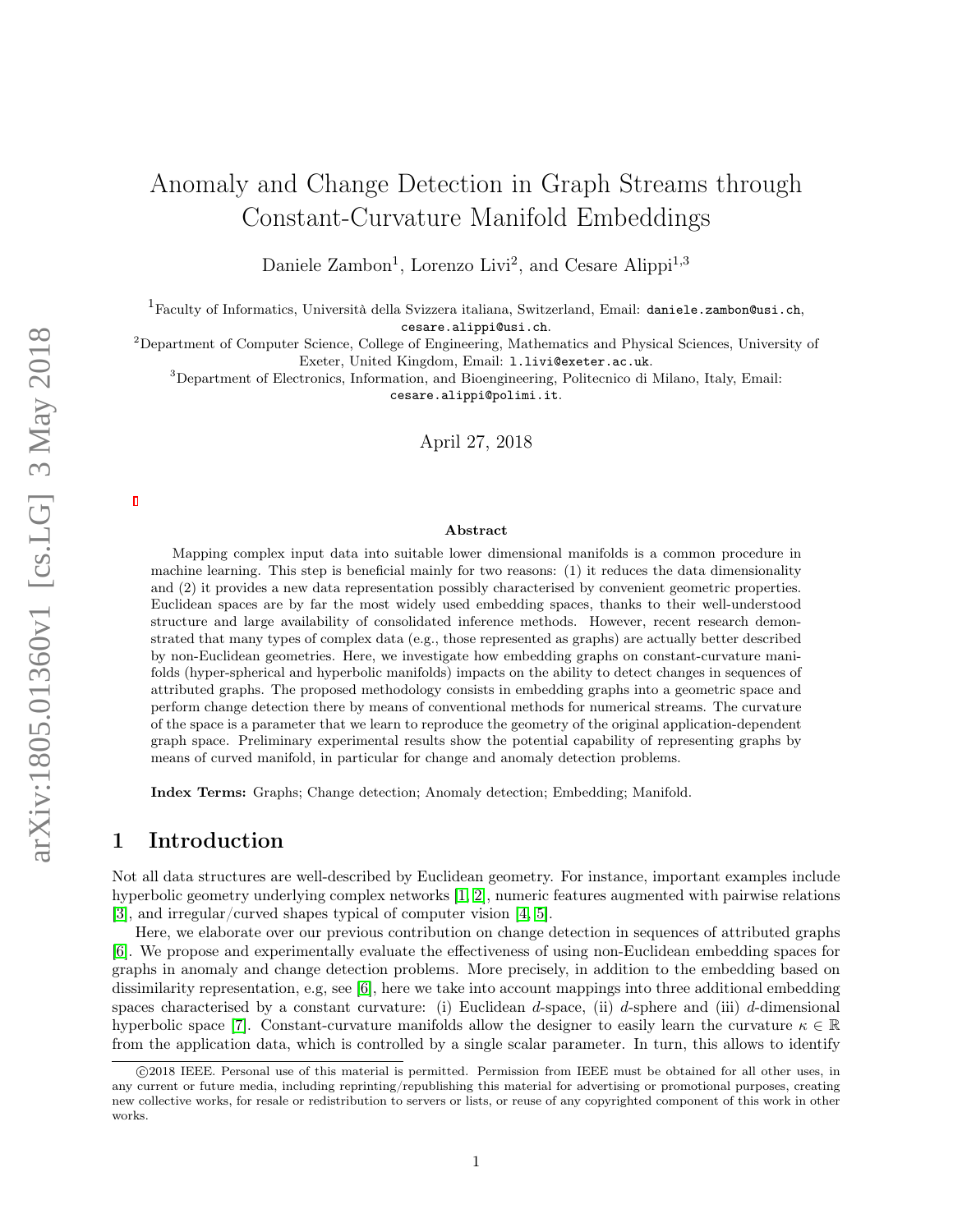# Anomaly and Change Detection in Graph Streams through Constant-Curvature Manifold Embeddings

Daniele Zambon[1], Lorenzo Livi[2], and Cesare Alippi[1,3]

[1]Faculty of Informatics, Università della Svizzera italiana, Switzerland, Email: daniele.zambon@usi.ch, cesare.alippi@usi.ch.

[2]Department of Computer Science, College of Engineering, Mathematics and Physical Sciences, University of Exeter, United Kingdom, Email: l.livi@exeter.ac.uk.

[3]Department of Electronics, Information, and Bioengineering, Politecnico di Milano, Italy, Email: cesare.alippi@polimi.it.

April 27, 2018

### Abstract

Mapping complex input data into suitable lower dimensional manifolds is a common procedure in machine learning. This step is beneficial mainly for two reasons: (1) it reduces the data dimensionality and (2) it provides a new data representation possibly characterised by convenient geometric properties. Euclidean spaces are by far the most widely used embedding spaces, thanks to their well-understood structure and large availability of consolidated inference methods. However, recent research demonstrated that many types of complex data (e.g., those represented as graphs) are actually better described by non-Euclidean geometries. Here, we investigate how embedding graphs on constant-curvature manifolds (hyper-spherical and hyperbolic manifolds) impacts on the ability to detect changes in sequences of attributed graphs. The proposed methodology consists in embedding graphs into a geometric space and perform change detection there by means of conventional methods for numerical streams. The curvature of the space is a parameter that we learn to reproduce the geometry of the original application-dependent graph space. Preliminary experimental results show the potential capability of representing graphs by means of curved manifold, in particular for change and anomaly detection problems.

**Index Terms:** Graphs; Change detection; Anomaly detection; Embedding; Manifold.

## 1 Introduction

Not all data structures are well-described by Euclidean geometry. For instance, important examples include hyperbolic geometry underlying complex networks [1, 2], numeric features augmented with pairwise relations [3], and irregular/curved shapes typical of computer vision [4, 5].

Here, we elaborate over our previous contribution on change detection in sequences of attributed graphs [6]. We propose and experimentally evaluate the effectiveness of using non-Euclidean embedding spaces for graphs in anomaly and change detection problems. More precisely, in addition to the embedding based on dissimilarity representation, e.g, see [6], here we take into account mappings into three additional embedding spaces characterised by a constant curvature: (i) Euclidean $d$-space, (ii) $d$-sphere and (iii) $d$-dimensional hyperbolic space [7]. Constant-curvature manifolds allow the designer to easily learn the curvature $\kappa \in \mathbb{R}$ from the application data, which is controlled by a single scalar parameter. In turn, this allows to identify

©2018 IEEE. Personal use of this material is permitted. Permission from IEEE must be obtained for all other uses, in any current or future media, including reprinting/republishing this material for advertising or promotional purposes, creating new collective works, for resale or redistribution to servers or lists, or reuse of any copyrighted component of this work in other works.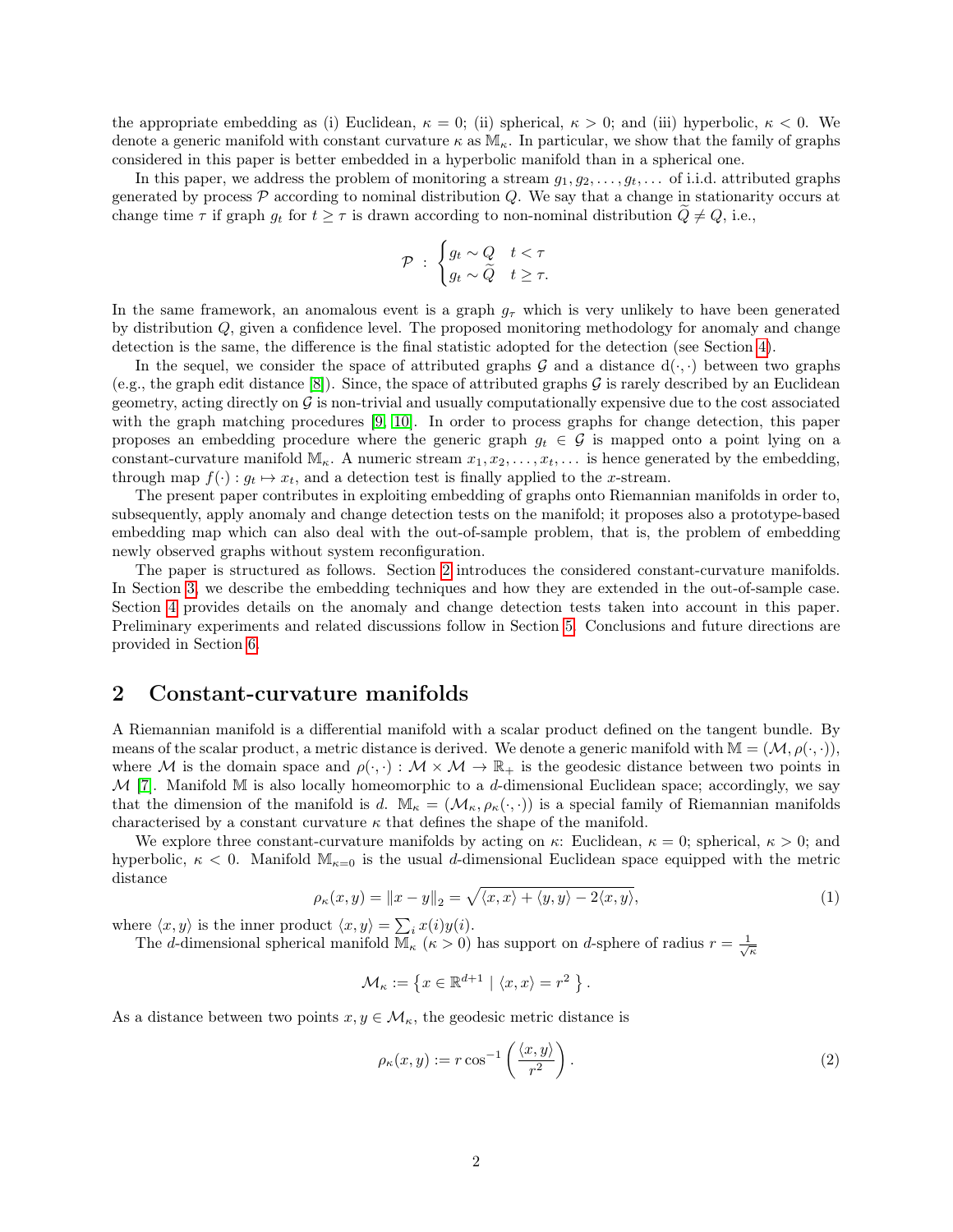the appropriate embedding as (i) Euclidean, $\kappa = 0$; (ii) spherical, $\kappa > 0$; and (iii) hyperbolic, $\kappa < 0$. We denote a generic manifold with constant curvature $\kappa$ as $\mathbb{M}_\kappa$. In particular, we show that the family of graphs considered in this paper is better embedded in a hyperbolic manifold than in a spherical one.

In this paper, we address the problem of monitoring a stream $g_1, g_2, \dots, g_t, \dots$ of i.i.d. attributed graphs generated by process $\mathcal{P}$ according to nominal distribution $Q$. We say that a change in stationarity occurs at change time $\tau$ if graph $g_t$ for $t \geq \tau$ is drawn according to non-nominal distribution $\widetilde{Q} \neq Q$, i.e.,

$$\mathcal{P} \; : \; \begin{cases} g_t \sim Q & t < \tau \\ g_t \sim \widetilde{Q} & t \geq \tau. \end{cases}$$

In the same framework, an anomalous event is a graph $g_\tau$ which is very unlikely to have been generated by distribution $Q$, given a confidence level. The proposed monitoring methodology for anomaly and change detection is the same, the difference is the final statistic adopted for the detection (see Section 4).

In the sequel, we consider the space of attributed graphs $\mathcal{G}$ and a distance $\mathrm{d}(\cdot,\cdot)$ between two graphs (e.g., the graph edit distance [8]). Since, the space of attributed graphs $\mathcal{G}$ is rarely described by an Euclidean geometry, acting directly on $\mathcal{G}$ is non-trivial and usually computationally expensive due to the cost associated with the graph matching procedures [9, 10]. In order to process graphs for change detection, this paper proposes an embedding procedure where the generic graph $g_t \in \mathcal{G}$ is mapped onto a point lying on a constant-curvature manifold $\mathbb{M}_\kappa$. A numeric stream $x_1, x_2, \dots, x_t, \dots$ is hence generated by the embedding, through map $f(\cdot) : g_t \mapsto x_t$, and a detection test is finally applied to the $x$-stream.

The present paper contributes in exploiting embedding of graphs onto Riemannian manifolds in order to, subsequently, apply anomaly and change detection tests on the manifold; it proposes also a prototype-based embedding map which can also deal with the out-of-sample problem, that is, the problem of embedding newly observed graphs without system reconfiguration.

The paper is structured as follows. Section 2 introduces the considered constant-curvature manifolds. In Section 3, we describe the embedding techniques and how they are extended in the out-of-sample case. Section 4 provides details on the anomaly and change detection tests taken into account in this paper. Preliminary experiments and related discussions follow in Section 5. Conclusions and future directions are provided in Section 6.

## 2 Constant-curvature manifolds

A Riemannian manifold is a differential manifold with a scalar product defined on the tangent bundle. By means of the scalar product, a metric distance is derived. We denote a generic manifold with $\mathbb{M} = (\mathcal{M}, \rho(\cdot,\cdot))$, where $\mathcal{M}$ is the domain space and $\rho(\cdot,\cdot) : \mathcal{M} \times \mathcal{M} \to \mathbb{R}_+$ is the geodesic distance between two points in $\mathcal{M}$ [7]. Manifold $\mathbb{M}$ is also locally homeomorphic to a $d$-dimensional Euclidean space; accordingly, we say that the dimension of the manifold is $d$. $\mathbb{M}_\kappa = (\mathcal{M}_\kappa, \rho_\kappa(\cdot,\cdot))$ is a special family of Riemannian manifolds characterised by a constant curvature $\kappa$ that defines the shape of the manifold.

We explore three constant-curvature manifolds by acting on $\kappa$: Euclidean, $\kappa = 0$; spherical, $\kappa > 0$; and hyperbolic, $\kappa < 0$. Manifold $\mathbb{M}_{\kappa=0}$ is the usual $d$-dimensional Euclidean space equipped with the metric distance

$$\rho_\kappa(x, y) = \|x - y\|_2 = \sqrt{\langle x, x\rangle + \langle y, y\rangle - 2\langle x, y\rangle}, \tag{1}$$

where $\langle x, y\rangle$ is the inner product $\langle x, y\rangle = \sum_i x(i)y(i)$.

The $d$-dimensional spherical manifold $\mathbb{M}_\kappa$ ($\kappa > 0$) has support on $d$-sphere of radius $r = \frac{1}{\sqrt{\kappa}}$

$$\mathcal{M}_\kappa := \left\{ x \in \mathbb{R}^{d+1} \mid \langle x, x\rangle = r^2 \right\}.$$

As a distance between two points $x, y \in \mathcal{M}_\kappa$, the geodesic metric distance is

$$\rho_\kappa(x, y) := r \cos^{-1}\left(\frac{\langle x, y\rangle}{r^2}\right). \tag{2}$$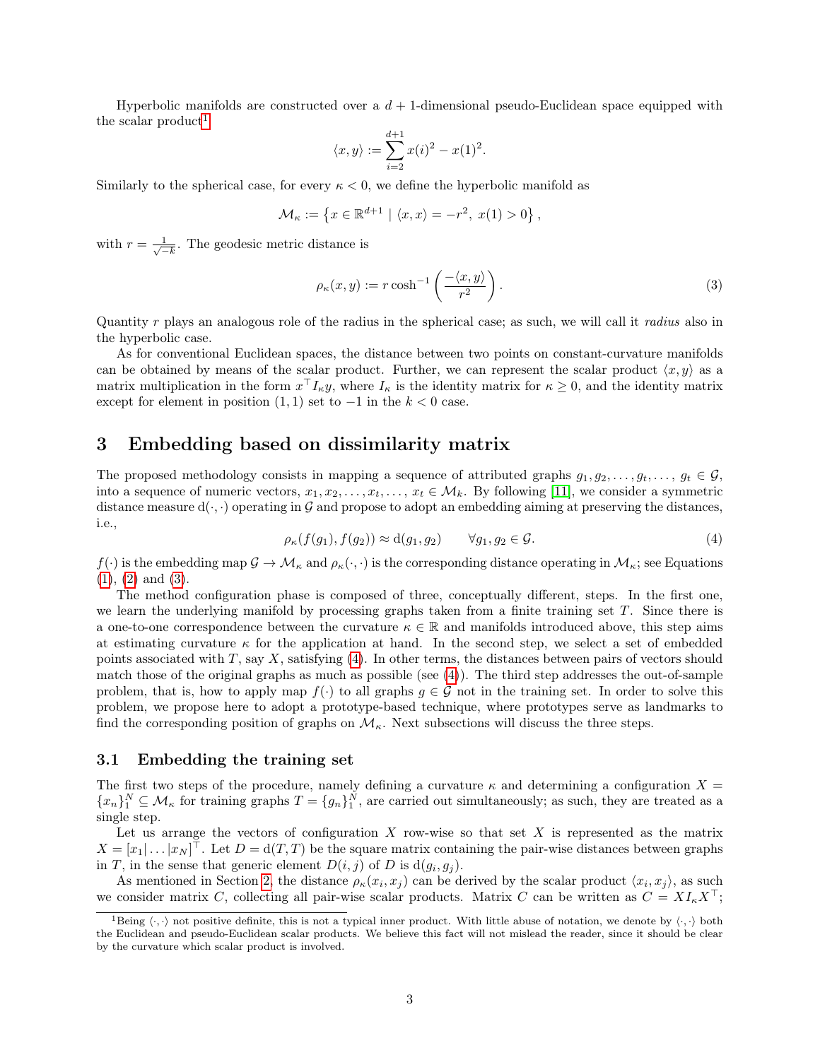Hyperbolic manifolds are constructed over a $d+1$-dimensional pseudo-Euclidean space equipped with the scalar product[1]

$$\langle x, y\rangle := \sum_{i=2}^{d+1} x(i)^2 - x(1)^2.$$

Similarly to the spherical case, for every $\kappa < 0$, we define the hyperbolic manifold as

$$\mathcal{M}_\kappa := \left\{ x \in \mathbb{R}^{d+1} \mid \langle x, x\rangle = -r^2,\ x(1) > 0 \right\},$$

with $r = \frac{1}{\sqrt{-k}}$. The geodesic metric distance is

$$\rho_\kappa(x, y) := r \cosh^{-1}\left( \frac{-\langle x, y\rangle}{r^2} \right). \tag{3}$$

Quantity $r$ plays an analogous role of the radius in the spherical case; as such, we will call it *radius* also in the hyperbolic case.

As for conventional Euclidean spaces, the distance between two points on constant-curvature manifolds can be obtained by means of the scalar product. Further, we can represent the scalar product $\langle x, y\rangle$ as a matrix multiplication in the form $x^\top I_\kappa y$, where $I_\kappa$ is the identity matrix for $\kappa \geq 0$, and the identity matrix except for element in position $(1, 1)$ set to $-1$ in the $k < 0$ case.

## 3 Embedding based on dissimilarity matrix

The proposed methodology consists in mapping a sequence of attributed graphs $g_1, g_2, \dots, g_t, \dots,\ g_t \in \mathcal{G}$, into a sequence of numeric vectors, $x_1, x_2, \dots, x_t, \dots,\ x_t \in \mathcal{M}_k$. By following [11], we consider a symmetric distance measure $\mathrm{d}(\cdot, \cdot)$ operating in $\mathcal{G}$ and propose to adopt an embedding aiming at preserving the distances, i.e.,

$$\rho_\kappa(f(g_1), f(g_2)) \approx \mathrm{d}(g_1, g_2) \qquad \forall g_1, g_2 \in \mathcal{G}. \tag{4}$$

$f(\cdot)$ is the embedding map $\mathcal{G} \to \mathcal{M}_\kappa$ and $\rho_\kappa(\cdot, \cdot)$ is the corresponding distance operating in $\mathcal{M}_\kappa$; see Equations (1), (2) and (3).

The method configuration phase is composed of three, conceptually different, steps. In the first one, we learn the underlying manifold by processing graphs taken from a finite training set $T$. Since there is a one-to-one correspondence between the curvature $\kappa \in \mathbb{R}$ and manifolds introduced above, this step aims at estimating curvature $\kappa$ for the application at hand. In the second step, we select a set of embedded points associated with $T$, say $X$, satisfying (4). In other terms, the distances between pairs of vectors should match those of the original graphs as much as possible (see (4)). The third step addresses the out-of-sample problem, that is, how to apply map $f(\cdot)$ to all graphs $g \in \mathcal{G}$ not in the training set. In order to solve this problem, we propose here to adopt a prototype-based technique, where prototypes serve as landmarks to find the corresponding position of graphs on $\mathcal{M}_\kappa$. Next subsections will discuss the three steps.

### 3.1 Embedding the training set

The first two steps of the procedure, namely defining a curvature $\kappa$ and determining a configuration $X = \{x_n\}_1^N \subseteq \mathcal{M}_\kappa$ for training graphs $T = \{g_n\}_1^N$, are carried out simultaneously; as such, they are treated as a single step.

Let us arrange the vectors of configuration $X$ row-wise so that set $X$ is represented as the matrix $X = [x_1 | \dots | x_N]^\top$. Let $D = \mathrm{d}(T, T)$ be the square matrix containing the pair-wise distances between graphs in $T$, in the sense that generic element $D(i, j)$ of $D$ is $\mathrm{d}(g_i, g_j)$.

As mentioned in Section 2, the distance $\rho_\kappa(x_i, x_j)$ can be derived by the scalar product $\langle x_i, x_j\rangle$, as such we consider matrix $C$, collecting all pair-wise scalar products. Matrix $C$ can be written as $C = X I_\kappa X^\top$;

[1] Being $\langle \cdot, \cdot\rangle$ not positive definite, this is not a typical inner product. With little abuse of notation, we denote by $\langle \cdot, \cdot\rangle$ both the Euclidean and pseudo-Euclidean scalar products. We believe this fact will not mislead the reader, since it should be clear by the curvature which scalar product is involved.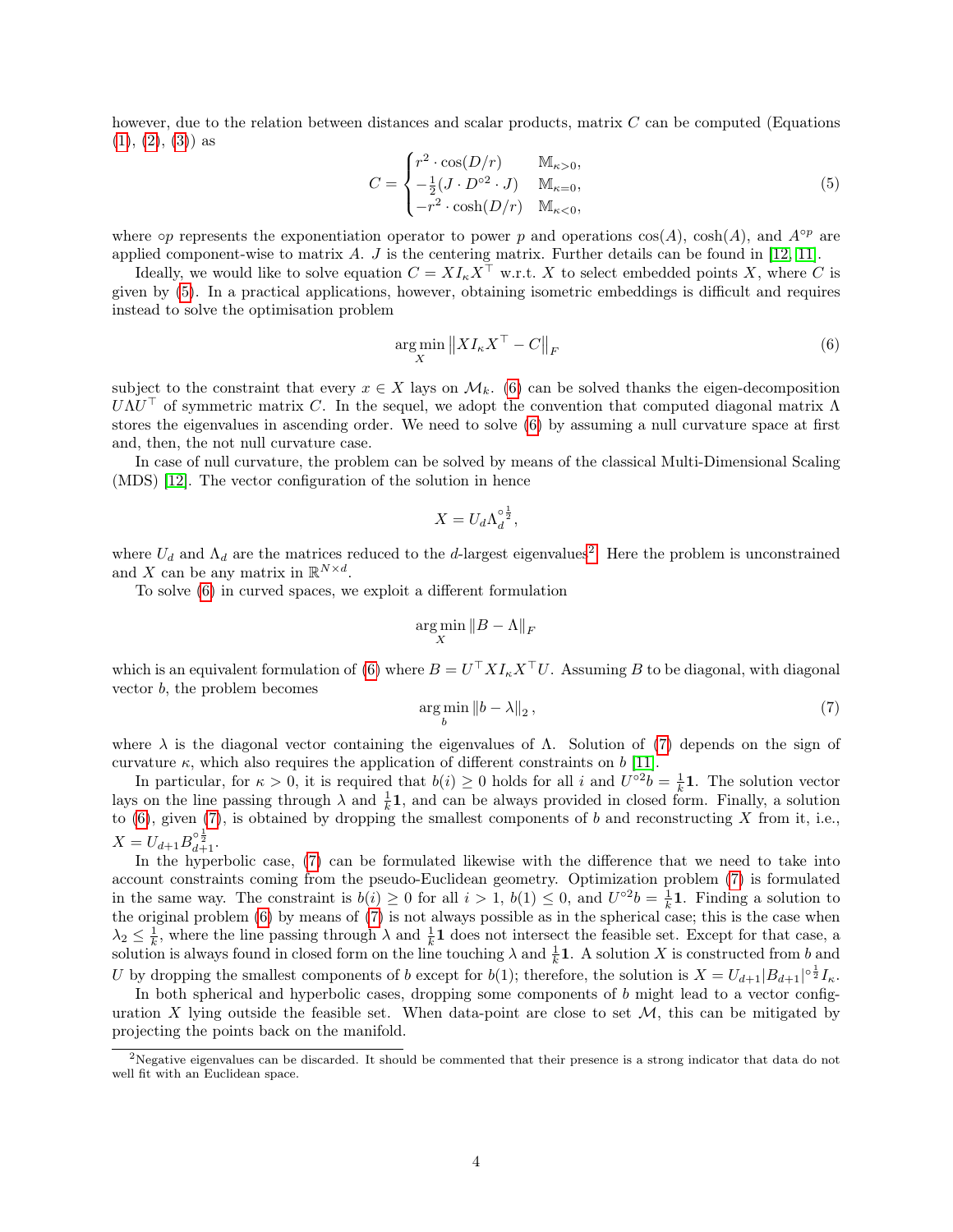however, due to the relation between distances and scalar products, matrix $C$ can be computed (Equations (1), (2), (3)) as

$$C = \begin{cases} r^2 \cdot \cos(D/r) & \mathbb{M}_{\kappa>0}, \\ -\frac{1}{2}(J \cdot D^{\circ 2} \cdot J) & \mathbb{M}_{\kappa=0}, \\ -r^2 \cdot \cosh(D/r) & \mathbb{M}_{\kappa<0}, \end{cases} \tag{5}$$

where $\circ p$ represents the exponentiation operator to power $p$ and operations $\cos(A)$, $\cosh(A)$, and $A^{\circ p}$ are applied component-wise to matrix $A$. $J$ is the centering matrix. Further details can be found in [12, 11].

Ideally, we would like to solve equation $C = XI_\kappa X^\top$ w.r.t. $X$ to select embedded points $X$, where $C$ is given by (5). In a practical applications, however, obtaining isometric embeddings is difficult and requires instead to solve the optimisation problem

$$\arg\min_X \left\| XI_\kappa X^\top - C \right\|_F \tag{6}$$

subject to the constraint that every $x \in X$ lays on $\mathcal{M}_k$. (6) can be solved thanks the eigen-decomposition $U\Lambda U^\top$ of symmetric matrix $C$. In the sequel, we adopt the convention that computed diagonal matrix $\Lambda$ stores the eigenvalues in ascending order. We need to solve (6) by assuming a null curvature space at first and, then, the not null curvature case.

In case of null curvature, the problem can be solved by means of the classical Multi-Dimensional Scaling (MDS) [12]. The vector configuration of the solution in hence

$$X = U_d \Lambda_d^{\circ \frac{1}{2}},$$

where $U_d$ and $\Lambda_d$ are the matrices reduced to the $d$-largest eigenvalues[2]. Here the problem is unconstrained and $X$ can be any matrix in $\mathbb{R}^{N\times d}$.

To solve (6) in curved spaces, we exploit a different formulation

$$\arg\min_X \|B - \Lambda\|_F$$

which is an equivalent formulation of (6) where $B = U^\top XI_\kappa X^\top U$. Assuming $B$ to be diagonal, with diagonal vector $b$, the problem becomes

$$\arg\min_b \|b - \lambda\|_2 , \tag{7}$$

where $\lambda$ is the diagonal vector containing the eigenvalues of $\Lambda$. Solution of (7) depends on the sign of curvature $\kappa$, which also requires the application of different constraints on $b$ [11].

In particular, for $\kappa > 0$, it is required that $b(i) \geq 0$ holds for all $i$ and $U^{\circ 2} b = \frac{1}{k}\mathbf{1}$. The solution vector lays on the line passing through $\lambda$ and $\frac{1}{k}\mathbf{1}$, and can be always provided in closed form. Finally, a solution to (6), given (7), is obtained by dropping the smallest components of $b$ and reconstructing $X$ from it, i.e., $X = U_{d+1} B_{d+1}^{\circ \frac{1}{2}}$.

In the hyperbolic case, (7) can be formulated likewise with the difference that we need to take into account constraints coming from the pseudo-Euclidean geometry. Optimization problem (7) is formulated in the same way. The constraint is $b(i) \geq 0$ for all $i > 1$, $b(1) \leq 0$, and $U^{\circ 2} b = \frac{1}{k}\mathbf{1}$. Finding a solution to the original problem (6) by means of (7) is not always possible as in the spherical case; this is the case when $\lambda_2 \leq \frac{1}{k}$, where the line passing through $\lambda$ and $\frac{1}{k}\mathbf{1}$ does not intersect the feasible set. Except for that case, a solution is always found in closed form on the line touching $\lambda$ and $\frac{1}{k}\mathbf{1}$. A solution $X$ is constructed from $b$ and $U$ by dropping the smallest components of $b$ except for $b(1)$; therefore, the solution is $X = U_{d+1} |B_{d+1}|^{\circ \frac{1}{2}} I_\kappa$.

In both spherical and hyperbolic cases, dropping some components of $b$ might lead to a vector configuration $X$ lying outside the feasible set. When data-point are close to set $\mathcal{M}$, this can be mitigated by projecting the points back on the manifold.

[2] Negative eigenvalues can be discarded. It should be commented that their presence is a strong indicator that data do not well fit with an Euclidean space.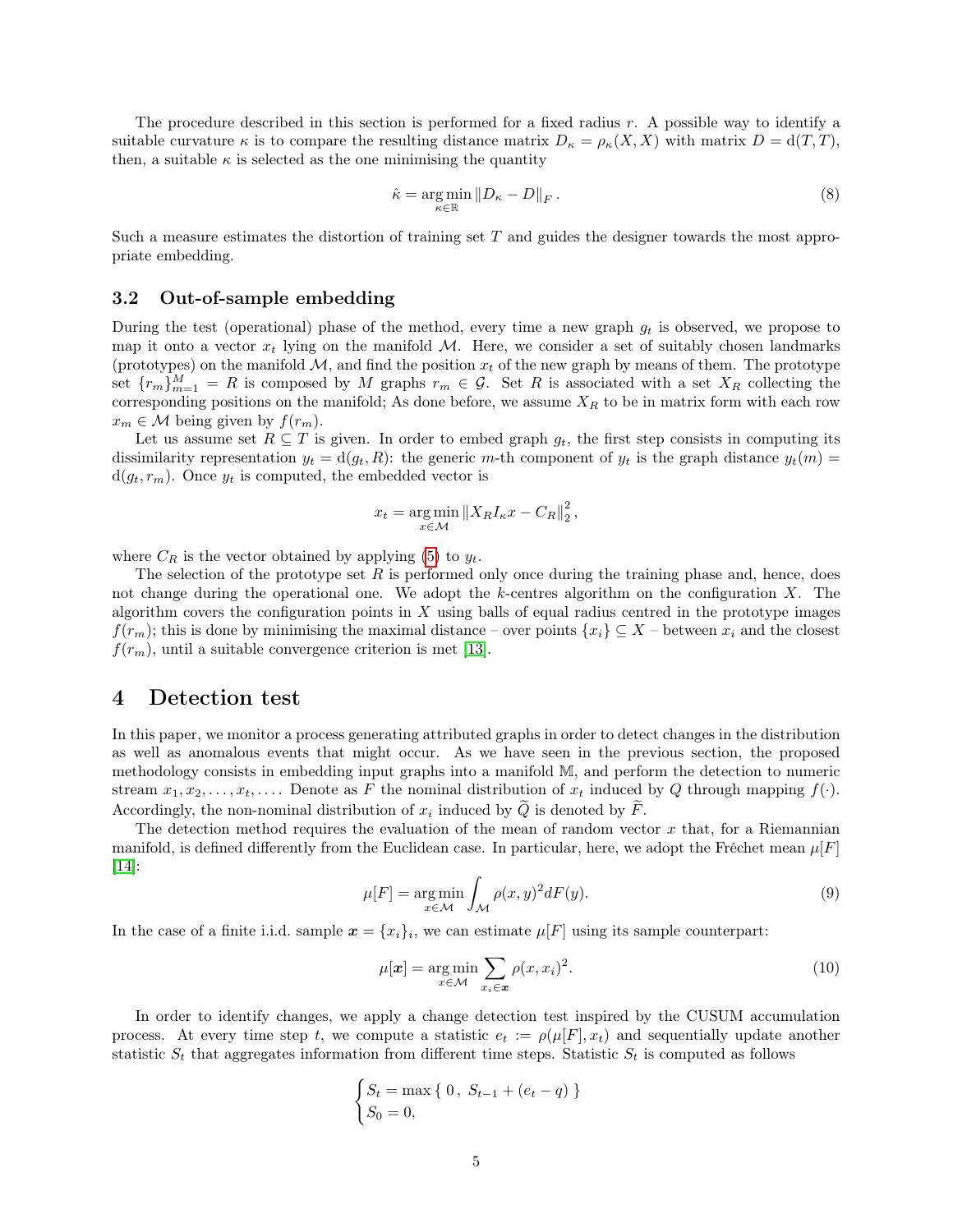The procedure described in this section is performed for a fixed radius $r$. A possible way to identify a suitable curvature $\kappa$ is to compare the resulting distance matrix $D_\kappa = \rho_\kappa(X, X)$ with matrix $D = \mathrm{d}(T, T)$, then, a suitable $\kappa$ is selected as the one minimising the quantity

$$\hat{\kappa} = \arg\min_{\kappa \in \mathbb{R}} \|D_\kappa - D\|_F \,. \tag{8}$$

Such a measure estimates the distortion of training set $T$ and guides the designer towards the most appropriate embedding.

### 3.2 Out-of-sample embedding

During the test (operational) phase of the method, every time a new graph $g_t$ is observed, we propose to map it onto a vector $x_t$ lying on the manifold $\mathcal{M}$. Here, we consider a set of suitably chosen landmarks (prototypes) on the manifold $\mathcal{M}$, and find the position $x_t$ of the new graph by means of them. The prototype set $\{r_m\}_{m=1}^M = R$ is composed by $M$ graphs $r_m \in \mathcal{G}$. Set $R$ is associated with a set $X_R$ collecting the corresponding positions on the manifold; As done before, we assume $X_R$ to be in matrix form with each row $x_m \in \mathcal{M}$ being given by $f(r_m)$.

Let us assume set $R \subseteq T$ is given. In order to embed graph $g_t$, the first step consists in computing its dissimilarity representation $y_t = \mathrm{d}(g_t, R)$: the generic $m$-th component of $y_t$ is the graph distance $y_t(m) = \mathrm{d}(g_t, r_m)$. Once $y_t$ is computed, the embedded vector is

$$x_t = \arg\min_{x \in \mathcal{M}} \|X_R I_\kappa x - C_R\|_2^2 \,,$$

where $C_R$ is the vector obtained by applying (5) to $y_t$.

The selection of the prototype set $R$ is performed only once during the training phase and, hence, does not change during the operational one. We adopt the $k$-centres algorithm on the configuration $X$. The algorithm covers the configuration points in $X$ using balls of equal radius centred in the prototype images $f(r_m)$; this is done by minimising the maximal distance – over points $\{x_i\} \subseteq X$ – between $x_i$ and the closest $f(r_m)$, until a suitable convergence criterion is met [13].

## 4 Detection test

In this paper, we monitor a process generating attributed graphs in order to detect changes in the distribution as well as anomalous events that might occur. As we have seen in the previous section, the proposed methodology consists in embedding input graphs into a manifold $\mathbb{M}$, and perform the detection to numeric stream $x_1, x_2, \dots, x_t, \dots$. Denote as $F$ the nominal distribution of $x_t$ induced by $Q$ through mapping $f(\cdot)$. Accordingly, the non-nominal distribution of $x_i$ induced by $\widetilde{Q}$ is denoted by $\widetilde{F}$.

The detection method requires the evaluation of the mean of random vector $x$ that, for a Riemannian manifold, is defined differently from the Euclidean case. In particular, here, we adopt the Fréchet mean $\mu[F]$ [14]:

$$\mu[F] = \arg\min_{x \in \mathcal{M}} \int_{\mathcal{M}} \rho(x, y)^2 dF(y). \tag{9}$$

In the case of a finite i.i.d. sample $\boldsymbol{x} = \{x_i\}_i$, we can estimate $\mu[F]$ using its sample counterpart:

$$\mu[\boldsymbol{x}] = \arg\min_{x \in \mathcal{M}} \sum_{x_i \in \boldsymbol{x}} \rho(x, x_i)^2. \tag{10}$$

In order to identify changes, we apply a change detection test inspired by the CUSUM accumulation process. At every time step $t$, we compute a statistic $e_t := \rho(\mu[F], x_t)$ and sequentially update another statistic $S_t$ that aggregates information from different time steps. Statistic $S_t$ is computed as follows

$$\begin{cases} S_t = \max\{\, 0 \,,\; S_{t-1} + (e_t - q) \,\} \\ S_0 = 0, \end{cases}$$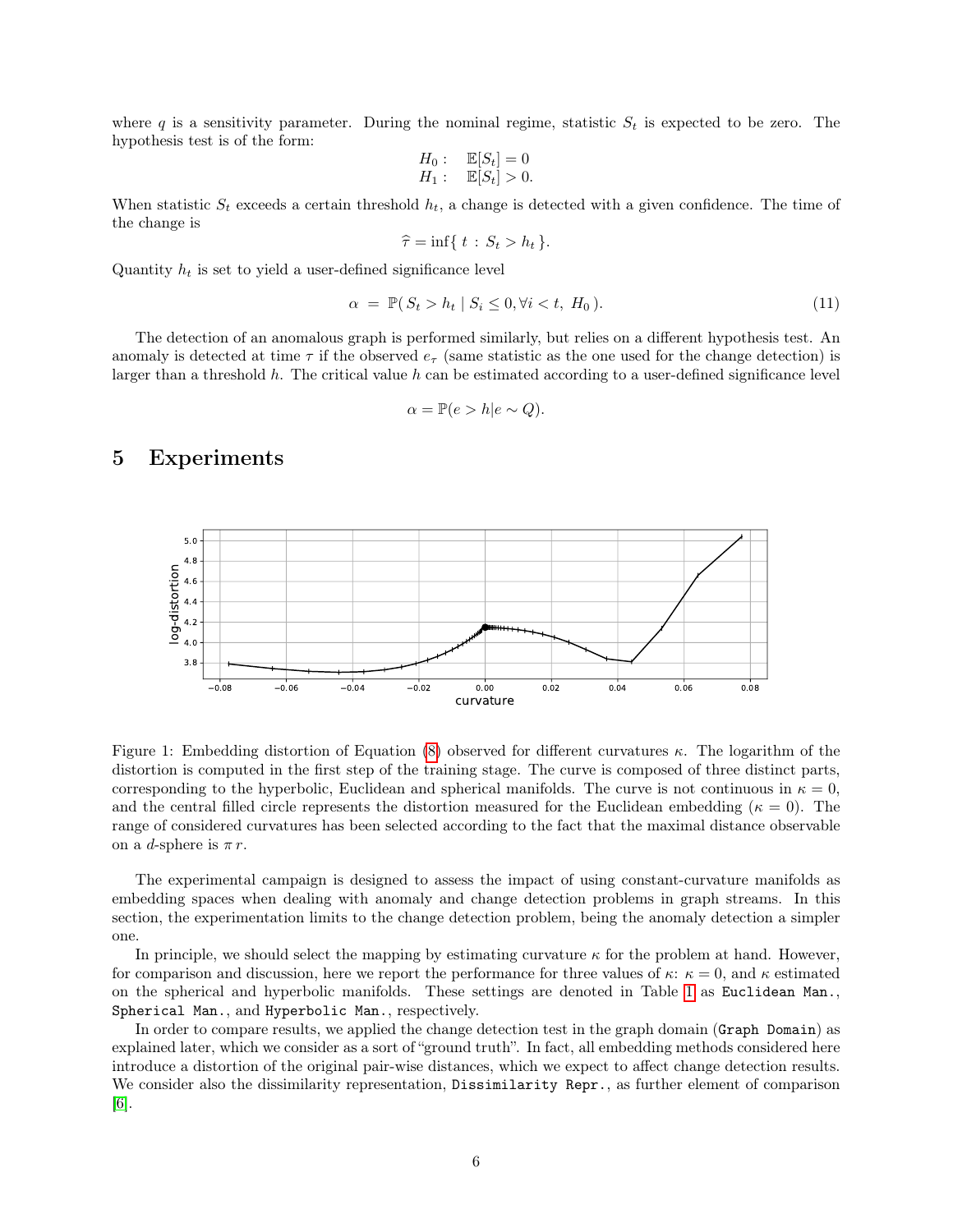where $q$ is a sensitivity parameter. During the nominal regime, statistic $S_t$ is expected to be zero. The hypothesis test is of the form:

$$
\begin{array}{ll}
H_0: & \mathbb{E}[S_t] = 0 \\
H_1: & \mathbb{E}[S_t] > 0.
\end{array}
$$

When statistic $S_t$ exceeds a certain threshold $h_t$, a change is detected with a given confidence. The time of the change is

$$\widehat{\tau} = \inf\{\, t \,:\, S_t > h_t \,\}.$$

Quantity $h_t$ is set to yield a user-defined significance level

$$\alpha \;=\; \mathbb{P}(\, S_t > h_t \mid S_i \leq 0, \forall i < t,\; H_0 \,). \tag{11}$$

The detection of an anomalous graph is performed similarly, but relies on a different hypothesis test. An anomaly is detected at time $\tau$ if the observed $e_\tau$ (same statistic as the one used for the change detection) is larger than a threshold $h$. The critical value $h$ can be estimated according to a user-defined significance level

$$\alpha = \mathbb{P}(e > h | e \sim Q).$$

# 5 Experiments

Figure 1: Embedding distortion of Equation (8) observed for different curvatures $\kappa$. The logarithm of the distortion is computed in the first step of the training stage. The curve is composed of three distinct parts, corresponding to the hyperbolic, Euclidean and spherical manifolds. The curve is not continuous in $\kappa = 0$, and the central filled circle represents the distortion measured for the Euclidean embedding ($\kappa = 0$). The range of considered curvatures has been selected according to the fact that the maximal distance observable on a $d$-sphere is $\pi\, r$.

The experimental campaign is designed to assess the impact of using constant-curvature manifolds as embedding spaces when dealing with anomaly and change detection problems in graph streams. In this section, the experimentation limits to the change detection problem, being the anomaly detection a simpler one.

In principle, we should select the mapping by estimating curvature $\kappa$ for the problem at hand. However, for comparison and discussion, here we report the performance for three values of $\kappa$: $\kappa = 0$, and $\kappa$ estimated on the spherical and hyperbolic manifolds. These settings are denoted in Table 1 as `Euclidean Man.`, `Spherical Man.`, and `Hyperbolic Man.`, respectively.

In order to compare results, we applied the change detection test in the graph domain (`Graph Domain`) as explained later, which we consider as a sort of "ground truth". In fact, all embedding methods considered here introduce a distortion of the original pair-wise distances, which we expect to affect change detection results. We consider also the dissimilarity representation, `Dissimilarity Repr.`, as further element of comparison [6].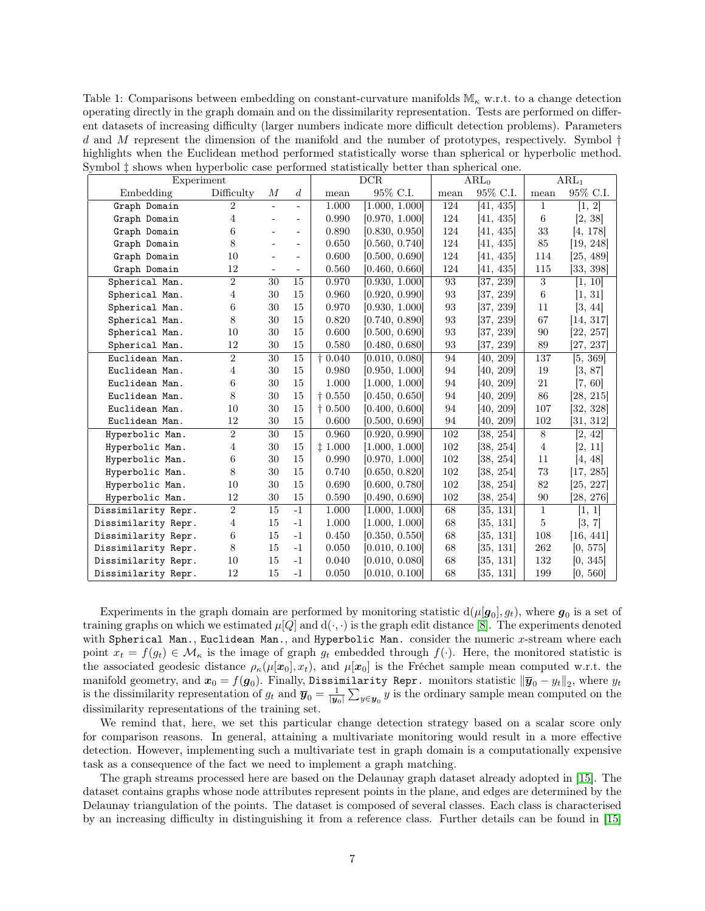Table 1: Comparisons between embedding on constant-curvature manifolds $\mathbb{M}_\kappa$ w.r.t. to a change detection operating directly in the graph domain and on the dissimilarity representation. Tests are performed on different datasets of increasing difficulty (larger numbers indicate more difficult detection problems). Parameters $d$ and $M$ represent the dimension of the manifold and the number of prototypes, respectively. Symbol † highlights when the Euclidean method performed statistically worse than spherical or hyperbolic method. Symbol ‡ shows when hyperbolic case performed statistically better than spherical one.

| Experiment | | | | DCR | | $\text{ARL}_0$ | | $\text{ARL}_1$ | |
|---|---|---|---|---|---|---|---|---|---|
| Embedding | Difficulty | $M$ | $d$ | mean | 95% C.I. | mean | 95% C.I. | mean | 95% C.I. |
| `Graph Domain` | 2 | - | - | 1.000 | [1.000, 1.000] | 124 | [41, 435] | 1 | [1, 2] |
| `Graph Domain` | 4 | - | - | 0.990 | [0.970, 1.000] | 124 | [41, 435] | 6 | [2, 38] |
| `Graph Domain` | 6 | - | - | 0.890 | [0.830, 0.950] | 124 | [41, 435] | 33 | [4, 178] |
| `Graph Domain` | 8 | - | - | 0.650 | [0.560, 0.740] | 124 | [41, 435] | 85 | [19, 248] |
| `Graph Domain` | 10 | - | - | 0.600 | [0.500, 0.690] | 124 | [41, 435] | 114 | [25, 489] |
| `Graph Domain` | 12 | - | - | 0.560 | [0.460, 0.660] | 124 | [41, 435] | 115 | [33, 398] |
| `Spherical Man.` | 2 | 30 | 15 | 0.970 | [0.930, 1.000] | 93 | [37, 239] | 3 | [1, 10] |
| `Spherical Man.` | 4 | 30 | 15 | 0.960 | [0.920, 0.990] | 93 | [37, 239] | 6 | [1, 31] |
| `Spherical Man.` | 6 | 30 | 15 | 0.970 | [0.930, 1.000] | 93 | [37, 239] | 11 | [3, 44] |
| `Spherical Man.` | 8 | 30 | 15 | 0.820 | [0.740, 0.890] | 93 | [37, 239] | 67 | [14, 317] |
| `Spherical Man.` | 10 | 30 | 15 | 0.600 | [0.500, 0.690] | 93 | [37, 239] | 90 | [22, 257] |
| `Spherical Man.` | 12 | 30 | 15 | 0.580 | [0.480, 0.680] | 93 | [37, 239] | 89 | [27, 237] |
| `Euclidean Man.` | 2 | 30 | 15 | † 0.040 | [0.010, 0.080] | 94 | [40, 209] | 137 | [5, 369] |
| `Euclidean Man.` | 4 | 30 | 15 | 0.980 | [0.950, 1.000] | 94 | [40, 209] | 19 | [3, 87] |
| `Euclidean Man.` | 6 | 30 | 15 | 1.000 | [1.000, 1.000] | 94 | [40, 209] | 21 | [7, 60] |
| `Euclidean Man.` | 8 | 30 | 15 | † 0.550 | [0.450, 0.650] | 94 | [40, 209] | 86 | [28, 215] |
| `Euclidean Man.` | 10 | 30 | 15 | † 0.500 | [0.400, 0.600] | 94 | [40, 209] | 107 | [32, 328] |
| `Euclidean Man.` | 12 | 30 | 15 | 0.600 | [0.500, 0.690] | 94 | [40, 209] | 102 | [31, 312] |
| `Hyperbolic Man.` | 2 | 30 | 15 | 0.960 | [0.920, 0.990] | 102 | [38, 254] | 8 | [2, 42] |
| `Hyperbolic Man.` | 4 | 30 | 15 | ‡ 1.000 | [1.000, 1.000] | 102 | [38, 254] | 4 | [2, 11] |
| `Hyperbolic Man.` | 6 | 30 | 15 | 0.990 | [0.970, 1.000] | 102 | [38, 254] | 11 | [4, 48] |
| `Hyperbolic Man.` | 8 | 30 | 15 | 0.740 | [0.650, 0.820] | 102 | [38, 254] | 73 | [17, 285] |
| `Hyperbolic Man.` | 10 | 30 | 15 | 0.690 | [0.600, 0.780] | 102 | [38, 254] | 82 | [25, 227] |
| `Hyperbolic Man.` | 12 | 30 | 15 | 0.590 | [0.490, 0.690] | 102 | [38, 254] | 90 | [28, 276] |
| `Dissimilarity Repr.` | 2 | 15 | -1 | 1.000 | [1.000, 1.000] | 68 | [35, 131] | 1 | [1, 1] |
| `Dissimilarity Repr.` | 4 | 15 | -1 | 1.000 | [1.000, 1.000] | 68 | [35, 131] | 5 | [3, 7] |
| `Dissimilarity Repr.` | 6 | 15 | -1 | 0.450 | [0.350, 0.550] | 68 | [35, 131] | 108 | [16, 441] |
| `Dissimilarity Repr.` | 8 | 15 | -1 | 0.050 | [0.010, 0.100] | 68 | [35, 131] | 262 | [0, 575] |
| `Dissimilarity Repr.` | 10 | 15 | -1 | 0.040 | [0.010, 0.080] | 68 | [35, 131] | 132 | [0, 345] |
| `Dissimilarity Repr.` | 12 | 15 | -1 | 0.050 | [0.010, 0.100] | 68 | [35, 131] | 199 | [0, 560] |

Experiments in the graph domain are performed by monitoring statistic $\mathrm{d}(\mu[\boldsymbol{g}_0], g_t)$, where $\boldsymbol{g}_0$ is a set of training graphs on which we estimated $\mu[Q]$ and $\mathrm{d}(\cdot,\cdot)$ is the graph edit distance [8]. The experiments denoted with `Spherical Man.`, `Euclidean Man.`, and `Hyperbolic Man.` consider the numeric $x$-stream where each point $x_t = f(g_t) \in \mathcal{M}_\kappa$ is the image of graph $g_t$ embedded through $f(\cdot)$. Here, the monitored statistic is the associated geodesic distance $\rho_\kappa(\mu[\boldsymbol{x}_0], x_t)$, and $\mu[\boldsymbol{x}_0]$ is the Fréchet sample mean computed w.r.t. the manifold geometry, and $\boldsymbol{x}_0 = f(\boldsymbol{g}_0)$. Finally, `Dissimilarity Repr.` monitors statistic $\|\overline{\boldsymbol{y}}_0 - y_t\|_2$, where $y_t$ is the dissimilarity representation of $g_t$ and $\overline{\boldsymbol{y}}_0 = \frac{1}{|\boldsymbol{y}_0|}\sum_{y \in \boldsymbol{y}_0} y$ is the ordinary sample mean computed on the dissimilarity representations of the training set.

We remind that, here, we set this particular change detection strategy based on a scalar score only for comparison reasons. In general, attaining a multivariate monitoring would result in a more effective detection. However, implementing such a multivariate test in graph domain is a computationally expensive task as a consequence of the fact we need to implement a graph matching.

The graph streams processed here are based on the Delaunay graph dataset already adopted in [15]. The dataset contains graphs whose node attributes represent points in the plane, and edges are determined by the Delaunay triangulation of the points. The dataset is composed of several classes. Each class is characterised by an increasing difficulty in distinguishing it from a reference class. Further details can be found in [15]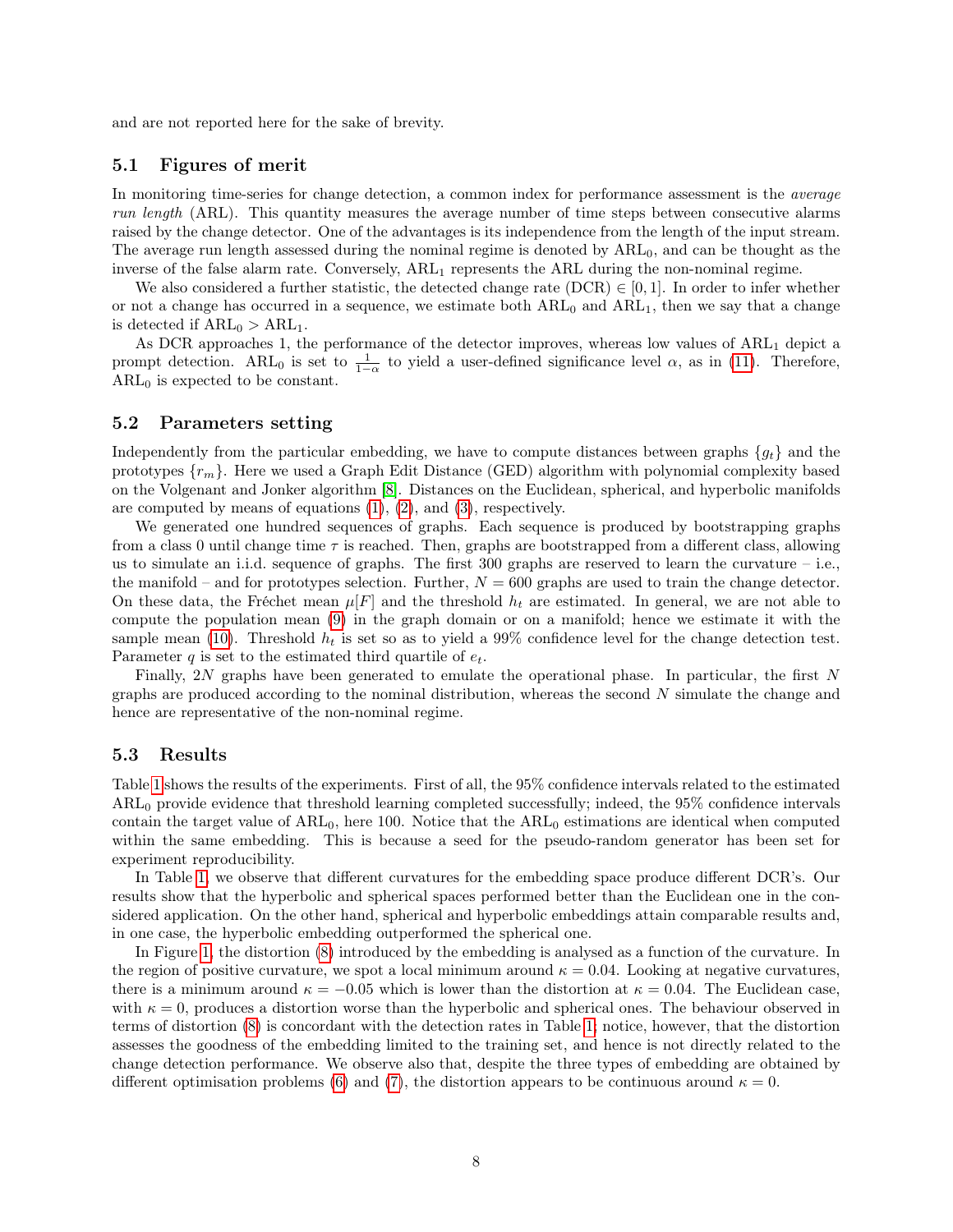and are not reported here for the sake of brevity.

## 5.1 Figures of merit

In monitoring time-series for change detection, a common index for performance assessment is the *average run length* (ARL). This quantity measures the average number of time steps between consecutive alarms raised by the change detector. One of the advantages is its independence from the length of the input stream. The average run length assessed during the nominal regime is denoted by $\text{ARL}_0$, and can be thought as the inverse of the false alarm rate. Conversely, $\text{ARL}_1$ represents the ARL during the non-nominal regime.

We also considered a further statistic, the detected change rate (DCR) $\in [0, 1]$. In order to infer whether or not a change has occurred in a sequence, we estimate both $\text{ARL}_0$ and $\text{ARL}_1$, then we say that a change is detected if $\text{ARL}_0 > \text{ARL}_1$.

As DCR approaches 1, the performance of the detector improves, whereas low values of $\text{ARL}_1$ depict a prompt detection. $\text{ARL}_0$ is set to $\frac{1}{1-\alpha}$ to yield a user-defined significance level $\alpha$, as in (11). Therefore, $\text{ARL}_0$ is expected to be constant.

## 5.2 Parameters setting

Independently from the particular embedding, we have to compute distances between graphs $\{g_t\}$ and the prototypes $\{r_m\}$. Here we used a Graph Edit Distance (GED) algorithm with polynomial complexity based on the Volgenant and Jonker algorithm [8]. Distances on the Euclidean, spherical, and hyperbolic manifolds are computed by means of equations (1), (2), and (3), respectively.

We generated one hundred sequences of graphs. Each sequence is produced by bootstrapping graphs from a class 0 until change time $\tau$ is reached. Then, graphs are bootstrapped from a different class, allowing us to simulate an i.i.d. sequence of graphs. The first 300 graphs are reserved to learn the curvature – i.e., the manifold – and for prototypes selection. Further, $N = 600$ graphs are used to train the change detector. On these data, the Fréchet mean $\mu[F]$ and the threshold $h_t$ are estimated. In general, we are not able to compute the population mean (9) in the graph domain or on a manifold; hence we estimate it with the sample mean (10). Threshold $h_t$ is set so as to yield a 99% confidence level for the change detection test. Parameter $q$ is set to the estimated third quartile of $e_t$.

Finally, $2N$ graphs have been generated to emulate the operational phase. In particular, the first $N$ graphs are produced according to the nominal distribution, whereas the second $N$ simulate the change and hence are representative of the non-nominal regime.

## 5.3 Results

Table 1 shows the results of the experiments. First of all, the 95% confidence intervals related to the estimated $\text{ARL}_0$ provide evidence that threshold learning completed successfully; indeed, the 95% confidence intervals contain the target value of $\text{ARL}_0$, here 100. Notice that the $\text{ARL}_0$ estimations are identical when computed within the same embedding. This is because a seed for the pseudo-random generator has been set for experiment reproducibility.

In Table 1, we observe that different curvatures for the embedding space produce different DCR's. Our results show that the hyperbolic and spherical spaces performed better than the Euclidean one in the considered application. On the other hand, spherical and hyperbolic embeddings attain comparable results and, in one case, the hyperbolic embedding outperformed the spherical one.

In Figure 1, the distortion (8) introduced by the embedding is analysed as a function of the curvature. In the region of positive curvature, we spot a local minimum around $\kappa = 0.04$. Looking at negative curvatures, there is a minimum around $\kappa = -0.05$ which is lower than the distortion at $\kappa = 0.04$. The Euclidean case, with $\kappa = 0$, produces a distortion worse than the hyperbolic and spherical ones. The behaviour observed in terms of distortion (8) is concordant with the detection rates in Table 1; notice, however, that the distortion assesses the goodness of the embedding limited to the training set, and hence is not directly related to the change detection performance. We observe also that, despite the three types of embedding are obtained by different optimisation problems (6) and (7), the distortion appears to be continuous around $\kappa = 0$.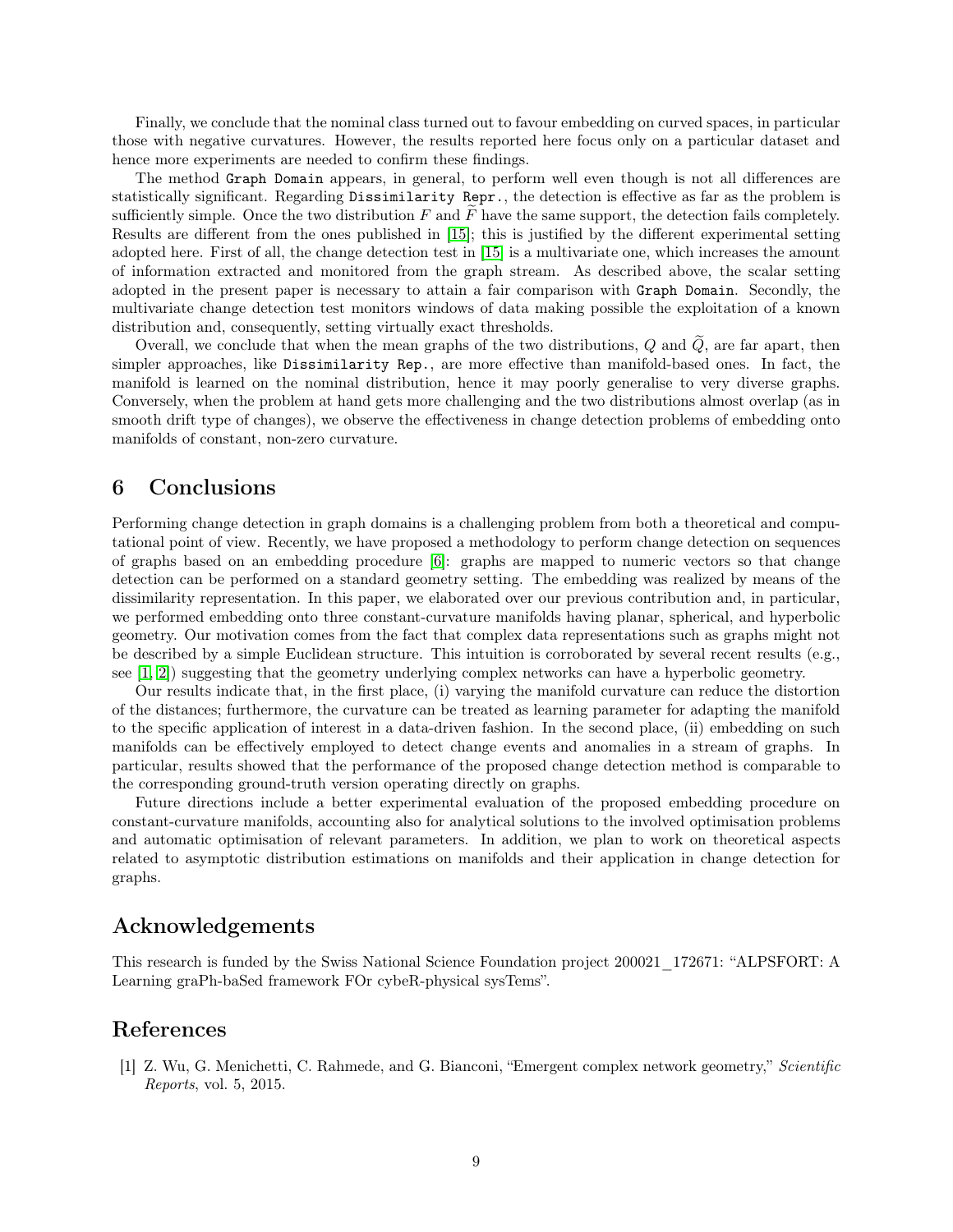Finally, we conclude that the nominal class turned out to favour embedding on curved spaces, in particular those with negative curvatures. However, the results reported here focus only on a particular dataset and hence more experiments are needed to confirm these findings.

The method `Graph Domain` appears, in general, to perform well even though is not all differences are statistically significant. Regarding `Dissimilarity Repr.`, the detection is effective as far as the problem is sufficiently simple. Once the two distribution $F$ and $\widetilde{F}$ have the same support, the detection fails completely. Results are different from the ones published in [15]; this is justified by the different experimental setting adopted here. First of all, the change detection test in [15] is a multivariate one, which increases the amount of information extracted and monitored from the graph stream. As described above, the scalar setting adopted in the present paper is necessary to attain a fair comparison with `Graph Domain`. Secondly, the multivariate change detection test monitors windows of data making possible the exploitation of a known distribution and, consequently, setting virtually exact thresholds.

Overall, we conclude that when the mean graphs of the two distributions, $Q$ and $\widetilde{Q}$, are far apart, then simpler approaches, like `Dissimilarity Rep.`, are more effective than manifold-based ones. In fact, the manifold is learned on the nominal distribution, hence it may poorly generalise to very diverse graphs. Conversely, when the problem at hand gets more challenging and the two distributions almost overlap (as in smooth drift type of changes), we observe the effectiveness in change detection problems of embedding onto manifolds of constant, non-zero curvature.

# 6 Conclusions

Performing change detection in graph domains is a challenging problem from both a theoretical and computational point of view. Recently, we have proposed a methodology to perform change detection on sequences of graphs based on an embedding procedure [6]: graphs are mapped to numeric vectors so that change detection can be performed on a standard geometry setting. The embedding was realized by means of the dissimilarity representation. In this paper, we elaborated over our previous contribution and, in particular, we performed embedding onto three constant-curvature manifolds having planar, spherical, and hyperbolic geometry. Our motivation comes from the fact that complex data representations such as graphs might not be described by a simple Euclidean structure. This intuition is corroborated by several recent results (e.g., see [1, 2]) suggesting that the geometry underlying complex networks can have a hyperbolic geometry.

Our results indicate that, in the first place, (i) varying the manifold curvature can reduce the distortion of the distances; furthermore, the curvature can be treated as learning parameter for adapting the manifold to the specific application of interest in a data-driven fashion. In the second place, (ii) embedding on such manifolds can be effectively employed to detect change events and anomalies in a stream of graphs. In particular, results showed that the performance of the proposed change detection method is comparable to the corresponding ground-truth version operating directly on graphs.

Future directions include a better experimental evaluation of the proposed embedding procedure on constant-curvature manifolds, accounting also for analytical solutions to the involved optimisation problems and automatic optimisation of relevant parameters. In addition, we plan to work on theoretical aspects related to asymptotic distribution estimations on manifolds and their application in change detection for graphs.

# Acknowledgements

This research is funded by the Swiss National Science Foundation project 200021_172671: "ALPSFORT: A Learning graPh-baSed framework FOr cybeR-physical sysTems".

# References

[1] Z. Wu, G. Menichetti, C. Rahmede, and G. Bianconi, "Emergent complex network geometry," *Scientific Reports*, vol. 5, 2015.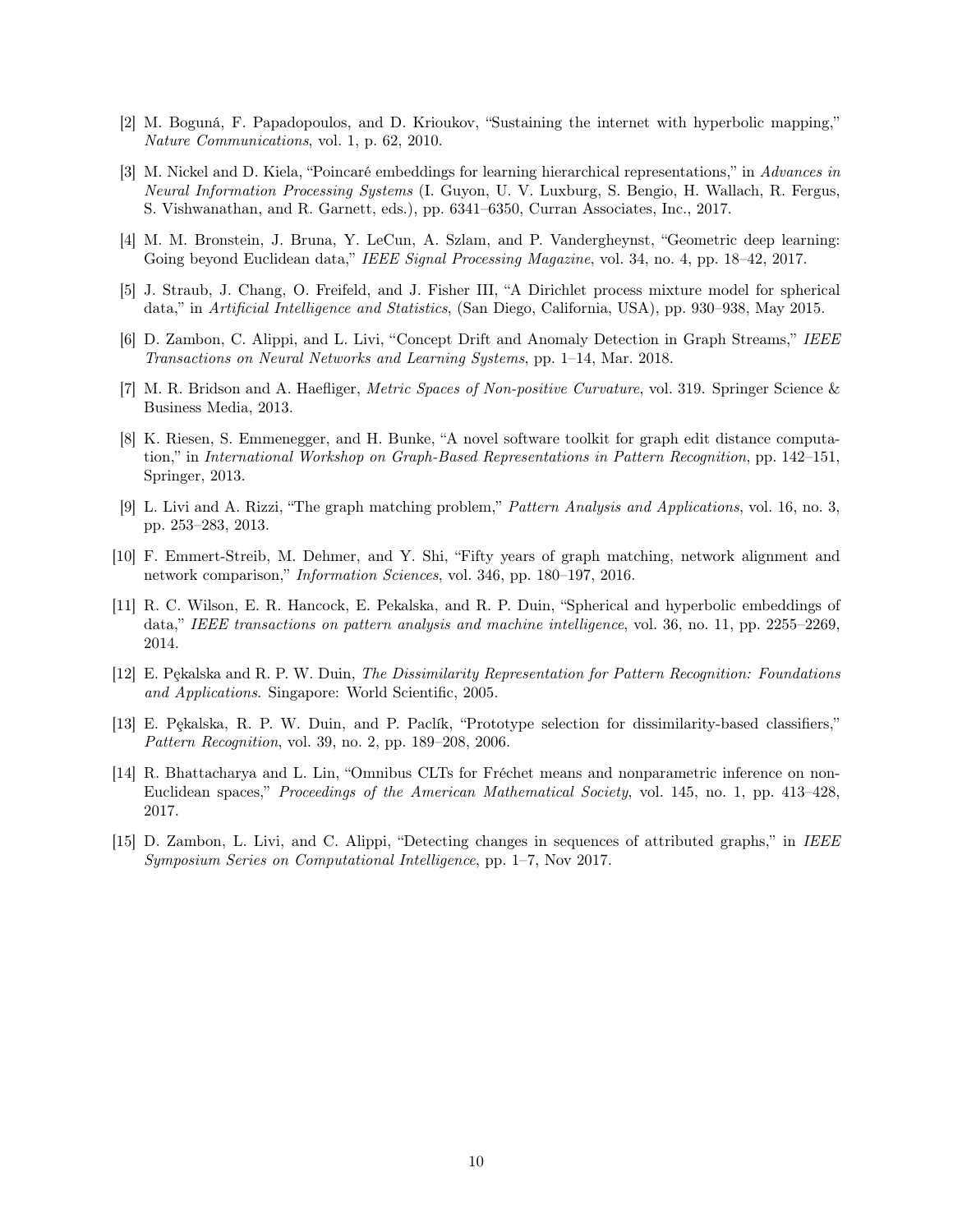[2] M. Boguná, F. Papadopoulos, and D. Krioukov, "Sustaining the internet with hyperbolic mapping," *Nature Communications*, vol. 1, p. 62, 2010.

[3] M. Nickel and D. Kiela, "Poincaré embeddings for learning hierarchical representations," in *Advances in Neural Information Processing Systems* (I. Guyon, U. V. Luxburg, S. Bengio, H. Wallach, R. Fergus, S. Vishwanathan, and R. Garnett, eds.), pp. 6341–6350, Curran Associates, Inc., 2017.

[4] M. M. Bronstein, J. Bruna, Y. LeCun, A. Szlam, and P. Vandergheynst, "Geometric deep learning: Going beyond Euclidean data," *IEEE Signal Processing Magazine*, vol. 34, no. 4, pp. 18–42, 2017.

[5] J. Straub, J. Chang, O. Freifeld, and J. Fisher III, "A Dirichlet process mixture model for spherical data," in *Artificial Intelligence and Statistics*, (San Diego, California, USA), pp. 930–938, May 2015.

[6] D. Zambon, C. Alippi, and L. Livi, "Concept Drift and Anomaly Detection in Graph Streams," *IEEE Transactions on Neural Networks and Learning Systems*, pp. 1–14, Mar. 2018.

[7] M. R. Bridson and A. Haefliger, *Metric Spaces of Non-positive Curvature*, vol. 319. Springer Science & Business Media, 2013.

[8] K. Riesen, S. Emmenegger, and H. Bunke, "A novel software toolkit for graph edit distance computation," in *International Workshop on Graph-Based Representations in Pattern Recognition*, pp. 142–151, Springer, 2013.

[9] L. Livi and A. Rizzi, "The graph matching problem," *Pattern Analysis and Applications*, vol. 16, no. 3, pp. 253–283, 2013.

[10] F. Emmert-Streib, M. Dehmer, and Y. Shi, "Fifty years of graph matching, network alignment and network comparison," *Information Sciences*, vol. 346, pp. 180–197, 2016.

[11] R. C. Wilson, E. R. Hancock, E. Pekalska, and R. P. Duin, "Spherical and hyperbolic embeddings of data," *IEEE transactions on pattern analysis and machine intelligence*, vol. 36, no. 11, pp. 2255–2269, 2014.

[12] E. Pękalska and R. P. W. Duin, *The Dissimilarity Representation for Pattern Recognition: Foundations and Applications*. Singapore: World Scientific, 2005.

[13] E. Pękalska, R. P. W. Duin, and P. Paclík, "Prototype selection for dissimilarity-based classifiers," *Pattern Recognition*, vol. 39, no. 2, pp. 189–208, 2006.

[14] R. Bhattacharya and L. Lin, "Omnibus CLTs for Fréchet means and nonparametric inference on non-Euclidean spaces," *Proceedings of the American Mathematical Society*, vol. 145, no. 1, pp. 413–428, 2017.

[15] D. Zambon, L. Livi, and C. Alippi, "Detecting changes in sequences of attributed graphs," in *IEEE Symposium Series on Computational Intelligence*, pp. 1–7, Nov 2017.